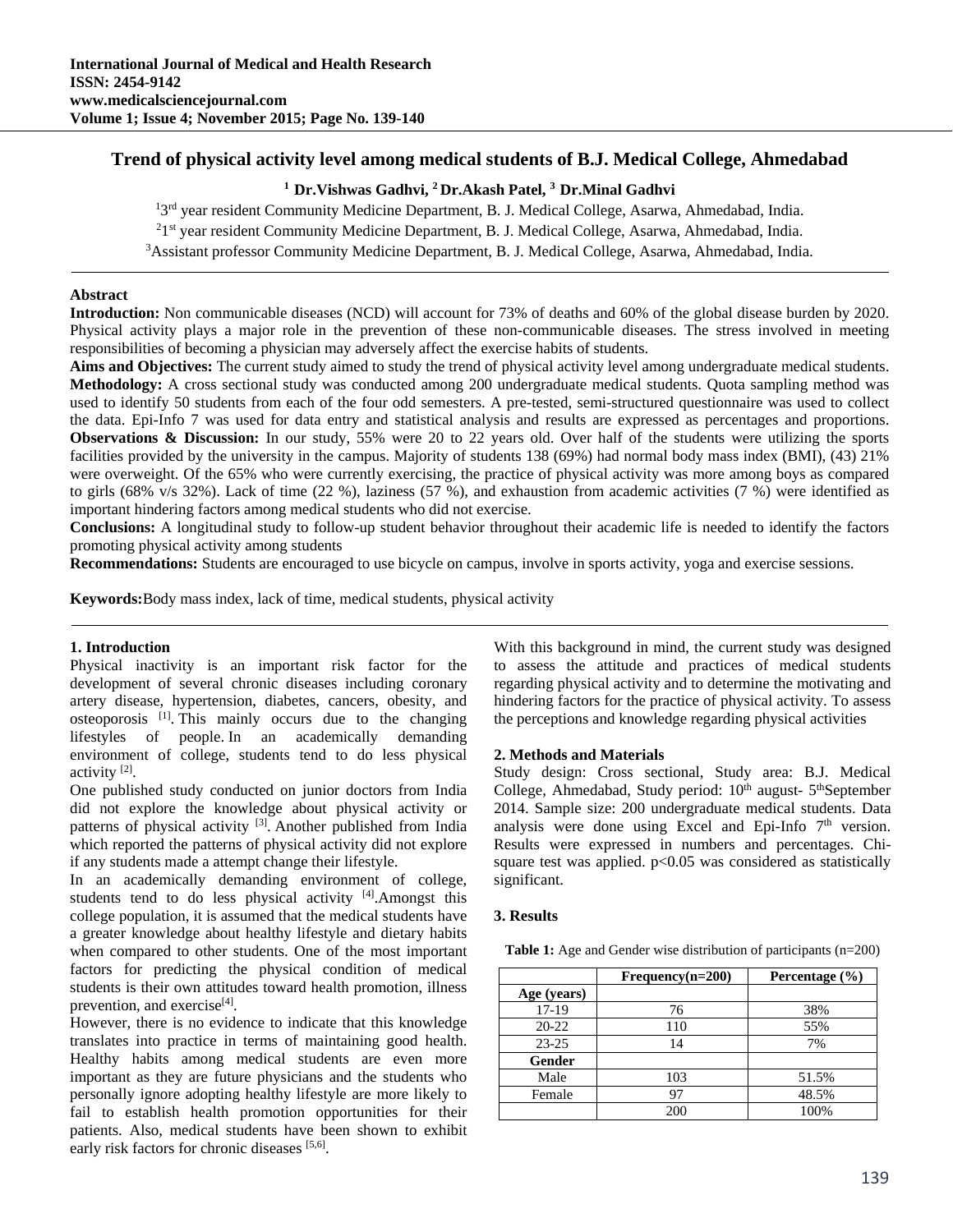# Trend of physical activity level among medical students of B.J. Medical College, Ahmedabad

**[1] Dr.Vishwas Gadhvi, [2] Dr.Akash Patel, [3] Dr.Minal Gadhvi**

[1] 3rd year resident Community Medicine Department, B. J. Medical College, Asarwa, Ahmedabad, India.
[2] 1st year resident Community Medicine Department, B. J. Medical College, Asarwa, Ahmedabad, India.
[3] Assistant professor Community Medicine Department, B. J. Medical College, Asarwa, Ahmedabad, India.

**Abstract**

**Introduction:** Non communicable diseases (NCD) will account for 73% of deaths and 60% of the global disease burden by 2020. Physical activity plays a major role in the prevention of these non-communicable diseases. The stress involved in meeting responsibilities of becoming a physician may adversely affect the exercise habits of students.

**Aims and Objectives:** The current study aimed to study the trend of physical activity level among undergraduate medical students.

**Methodology:** A cross sectional study was conducted among 200 undergraduate medical students. Quota sampling method was used to identify 50 students from each of the four odd semesters. A pre-tested, semi-structured questionnaire was used to collect the data. Epi-Info 7 was used for data entry and statistical analysis and results are expressed as percentages and proportions.

**Observations & Discussion:** In our study, 55% were 20 to 22 years old. Over half of the students were utilizing the sports facilities provided by the university in the campus. Majority of students 138 (69%) had normal body mass index (BMI), (43) 21% were overweight. Of the 65% who were currently exercising, the practice of physical activity was more among boys as compared to girls (68% v/s 32%). Lack of time (22 %), laziness (57 %), and exhaustion from academic activities (7 %) were identified as important hindering factors among medical students who did not exercise.

**Conclusions:** A longitudinal study to follow-up student behavior throughout their academic life is needed to identify the factors promoting physical activity among students

**Recommendations:** Students are encouraged to use bicycle on campus, involve in sports activity, yoga and exercise sessions.

**Keywords:** Body mass index, lack of time, medical students, physical activity

## 1. Introduction

Physical inactivity is an important risk factor for the development of several chronic diseases including coronary artery disease, hypertension, diabetes, cancers, obesity, and osteoporosis [1]. This mainly occurs due to the changing lifestyles of people. In an academically demanding environment of college, students tend to do less physical activity [2].

One published study conducted on junior doctors from India did not explore the knowledge about physical activity or patterns of physical activity [3]. Another published from India which reported the patterns of physical activity did not explore if any students made a attempt change their lifestyle.

In an academically demanding environment of college, students tend to do less physical activity [4]. Amongst this college population, it is assumed that the medical students have a greater knowledge about healthy lifestyle and dietary habits when compared to other students. One of the most important factors for predicting the physical condition of medical students is their own attitudes toward health promotion, illness prevention, and exercise[4].

However, there is no evidence to indicate that this knowledge translates into practice in terms of maintaining good health. Healthy habits among medical students are even more important as they are future physicians and the students who personally ignore adopting healthy lifestyle are more likely to fail to establish health promotion opportunities for their patients. Also, medical students have been shown to exhibit early risk factors for chronic diseases [5,6].

With this background in mind, the current study was designed to assess the attitude and practices of medical students regarding physical activity and to determine the motivating and hindering factors for the practice of physical activity. To assess the perceptions and knowledge regarding physical activities

## 2. Methods and Materials

Study design: Cross sectional, Study area: B.J. Medical College, Ahmedabad, Study period: 10th august- 5th September 2014. Sample size: 200 undergraduate medical students. Data analysis were done using Excel and Epi-Info 7th version. Results were expressed in numbers and percentages. Chi-square test was applied. $p<0.05$ was considered as statistically significant.

## 3. Results

**Table 1:** Age and Gender wise distribution of participants (n=200)

| | Frequency(n=200) | Percentage (%) |
|---|---|---|
| **Age (years)** | | |
| 17-19 | 76 | 38% |
| 20-22 | 110 | 55% |
| 23-25 | 14 | 7% |
| **Gender** | | |
| Male | 103 | 51.5% |
| Female | 97 | 48.5% |
| | 200 | 100% |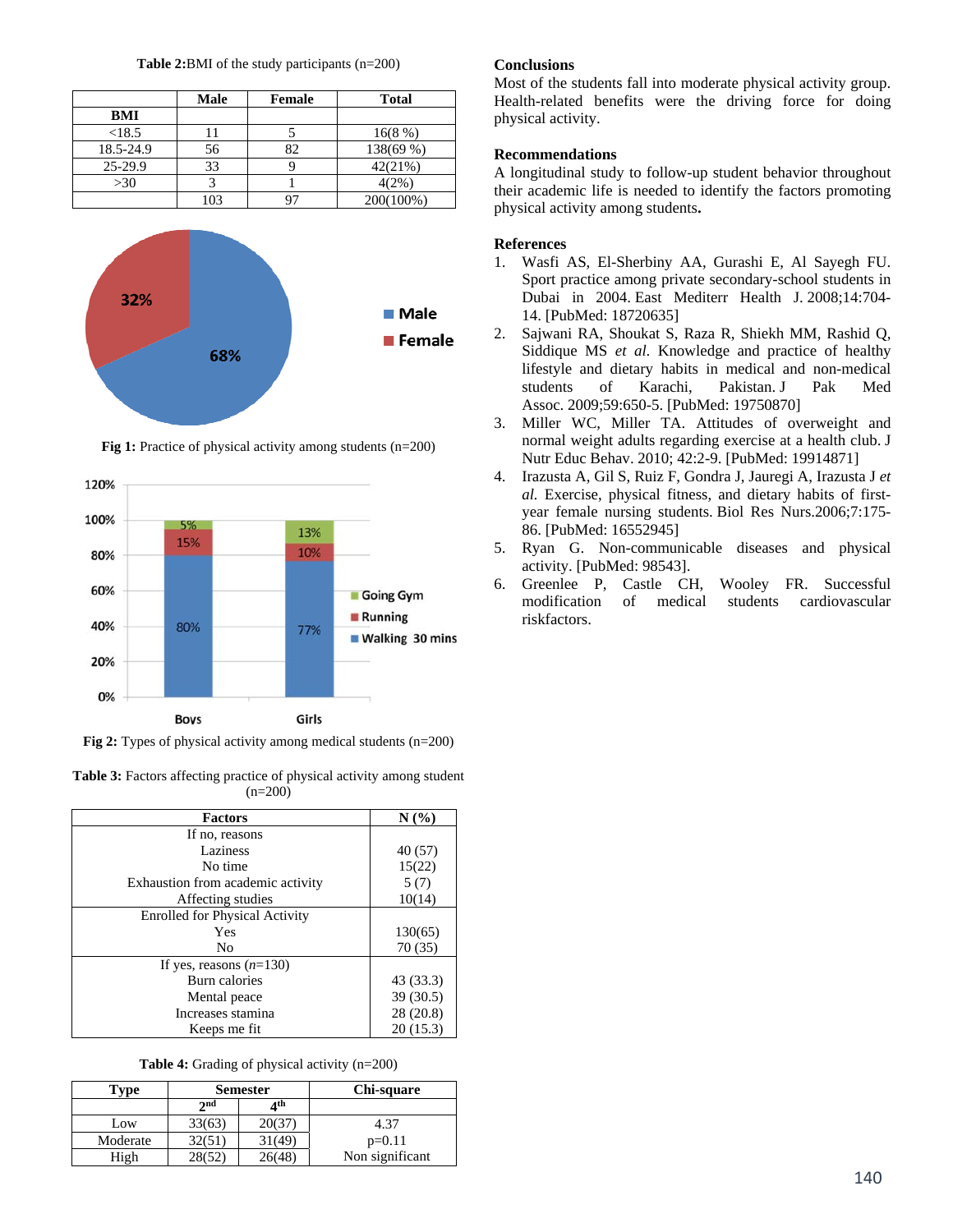**Table 2:**BMI of the study participants (n=200)

| | Male | Female | Total |
|---|---|---|---|
| BMI | | | |
| <18.5 | 11 | 5 | 16(8 %) |
| 18.5-24.9 | 56 | 82 | 138(69 %) |
| 25-29.9 | 33 | 9 | 42(21%) |
| >30 | 3 | 1 | 4(2%) |
| | 103 | 97 | 200(100%) |

32%
68%
Male
Female

**Fig 1:** Practice of physical activity among students (n=200)

120%
100%
80%
60%
40%
20%
0%
5%
15%
80%
13%
10%
77%
Boys
Girls
Going Gym
Running
Walking 30 mins

**Fig 2:** Types of physical activity among medical students (n=200)

**Table 3:** Factors affecting practice of physical activity among student (n=200)

| Factors | N (%) |
|---|---|
| If no, reasons | |
| Laziness | 40 (57) |
| No time | 15(22) |
| Exhaustion from academic activity | 5 (7) |
| Affecting studies | 10(14) |
| Enrolled for Physical Activity | |
| Yes | 130(65) |
| No | 70 (35) |
| If yes, reasons (*n*=130) | |
| Burn calories | 43 (33.3) |
| Mental peace | 39 (30.5) |
| Increases stamina | 28 (20.8) |
| Keeps me fit | 20 (15.3) |

**Table 4:** Grading of physical activity (n=200)

| Type | Semester | | Chi-square |
|---|---|---|---|
| | 2nd | 4th | |
| Low | 33(63) | 20(37) | 4.37 |
| Moderate | 32(51) | 31(49) | p=0.11 |
| High | 28(52) | 26(48) | Non significant |

## Conclusions

Most of the students fall into moderate physical activity group. Health-related benefits were the driving force for doing physical activity.

## Recommendations

A longitudinal study to follow-up student behavior throughout their academic life is needed to identify the factors promoting physical activity among students**.**

## References

1. Wasfi AS, El-Sherbiny AA, Gurashi E, Al Sayegh FU. Sport practice among private secondary-school students in Dubai in 2004. East Mediterr Health J. 2008;14:704-14. [PubMed: 18720635]
2. Sajwani RA, Shoukat S, Raza R, Shiekh MM, Rashid Q, Siddique MS *et al.* Knowledge and practice of healthy lifestyle and dietary habits in medical and non-medical students of Karachi, Pakistan. J Pak Med Assoc. 2009;59:650-5. [PubMed: 19750870]
3. Miller WC, Miller TA. Attitudes of overweight and normal weight adults regarding exercise at a health club. J Nutr Educ Behav. 2010; 42:2-9. [PubMed: 19914871]
4. Irazusta A, Gil S, Ruiz F, Gondra J, Jauregi A, Irazusta J *et al.* Exercise, physical fitness, and dietary habits of first-year female nursing students. Biol Res Nurs.2006;7:175-86. [PubMed: 16552945]
5. Ryan G. Non-communicable diseases and physical activity. [PubMed: 98543].
6. Greenlee P, Castle CH, Wooley FR. Successful modification of medical students cardiovascular riskfactors.